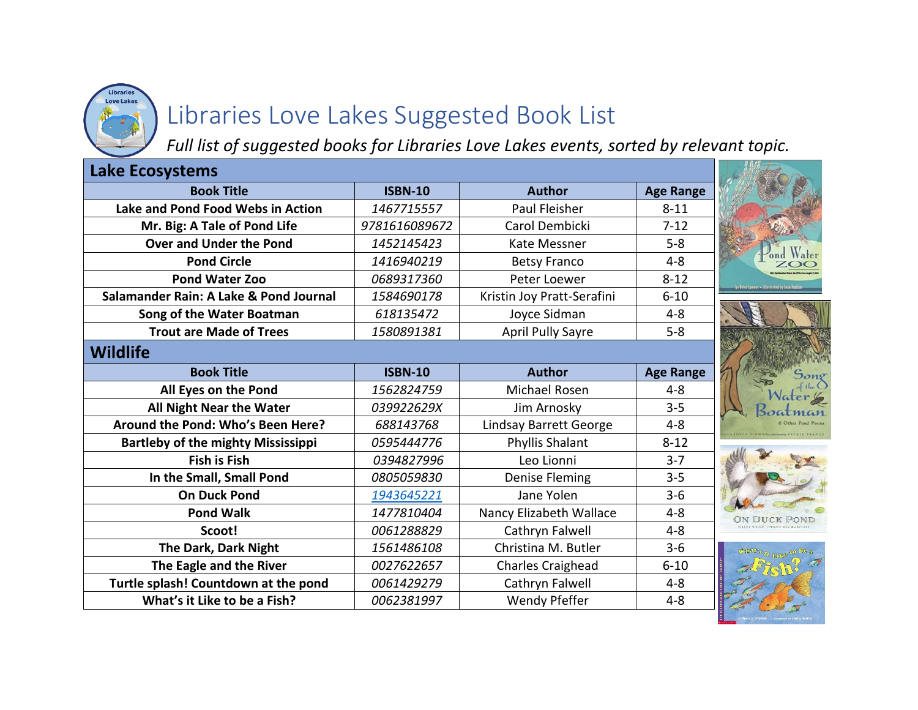# Libraries Love Lakes Suggested Book List

*Full list of suggested books for Libraries Love Lakes events, sorted by relevant topic.*

## Lake Ecosystems

| Book Title | ISBN-10 | Author | Age Range |
|---|---|---|---|
| **Lake and Pond Food Webs in Action** | *1467715557* | Paul Fleisher | 8-11 |
| **Mr. Big: A Tale of Pond Life** | *9781616089672* | Carol Dembicki | 7-12 |
| **Over and Under the Pond** | *1452145423* | Kate Messner | 5-8 |
| **Pond Circle** | *1416940219* | Betsy Franco | 4-8 |
| **Pond Water Zoo** | *0689317360* | Peter Loewer | 8-12 |
| **Salamander Rain: A Lake & Pond Journal** | *1584690178* | Kristin Joy Pratt-Serafini | 6-10 |
| **Song of the Water Boatman** | *618135472* | Joyce Sidman | 4-8 |
| **Trout are Made of Trees** | *1580891381* | April Pully Sayre | 5-8 |

## Wildlife

| Book Title | ISBN-10 | Author | Age Range |
|---|---|---|---|
| **All Eyes on the Pond** | *1562824759* | Michael Rosen | 4-8 |
| **All Night Near the Water** | *039922629X* | Jim Arnosky | 3-5 |
| **Around the Pond: Who's Been Here?** | *688143768* | Lindsay Barrett George | 4-8 |
| **Bartleby of the mighty Mississippi** | *0595444776* | Phyllis Shalant | 8-12 |
| **Fish is Fish** | *0394827996* | Leo Lionni | 3-7 |
| **In the Small, Small Pond** | *0805059830* | Denise Fleming | 3-5 |
| **On Duck Pond** | *1943645221* | Jane Yolen | 3-6 |
| **Pond Walk** | *1477810404* | Nancy Elizabeth Wallace | 4-8 |
| **Scoot!** | *0061288829* | Cathryn Falwell | 4-8 |
| **The Dark, Dark Night** | *1561486108* | Christina M. Butler | 3-6 |
| **The Eagle and the River** | *0027622657* | Charles Craighead | 6-10 |
| **Turtle splash! Countdown at the pond** | *0061429279* | Cathryn Falwell | 4-8 |
| **What's it Like to be a Fish?** | *0062381997* | Wendy Pfeffer | 4-8 |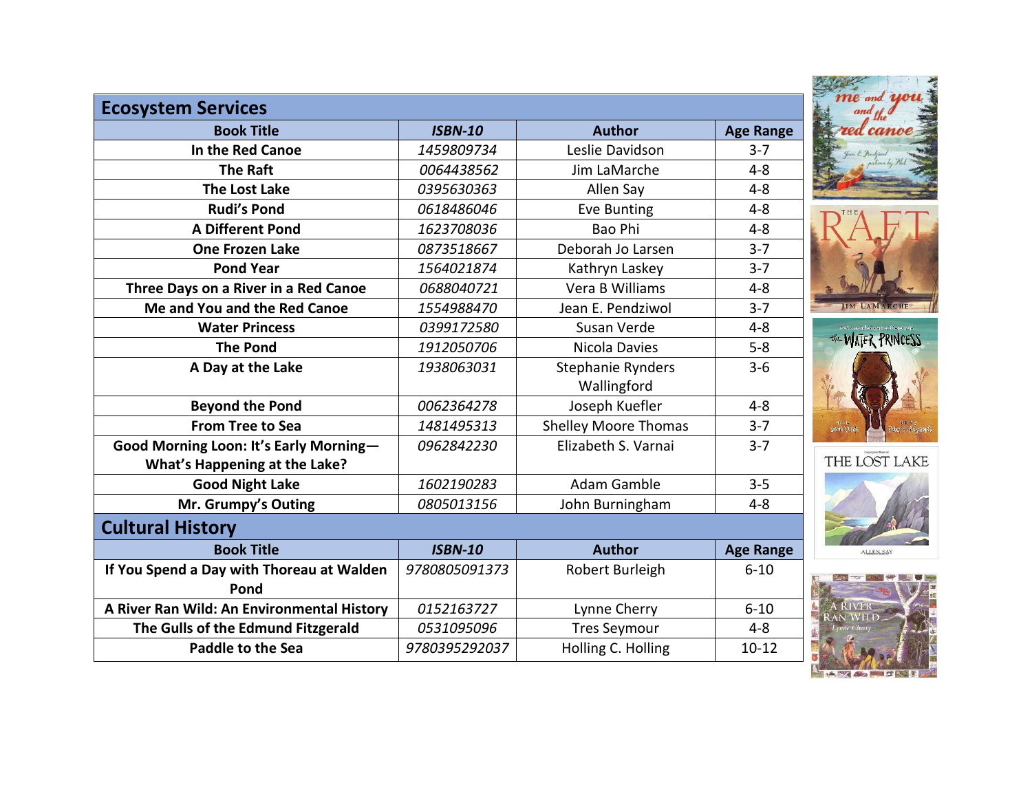## Ecosystem Services

| Book Title | *ISBN-10* | Author | Age Range |
|---|---|---|---|
| **In the Red Canoe** | *1459809734* | Leslie Davidson | 3-7 |
| **The Raft** | *0064438562* | Jim LaMarche | 4-8 |
| **The Lost Lake** | *0395630363* | Allen Say | 4-8 |
| **Rudi's Pond** | *0618486046* | Eve Bunting | 4-8 |
| **A Different Pond** | *1623708036* | Bao Phi | 4-8 |
| **One Frozen Lake** | *0873518667* | Deborah Jo Larsen | 3-7 |
| **Pond Year** | *1564021874* | Kathryn Laskey | 3-7 |
| **Three Days on a River in a Red Canoe** | *0688040721* | Vera B Williams | 4-8 |
| **Me and You and the Red Canoe** | *1554988470* | Jean E. Pendziwol | 3-7 |
| **Water Princess** | *0399172580* | Susan Verde | 4-8 |
| **The Pond** | *1912050706* | Nicola Davies | 5-8 |
| **A Day at the Lake** | *1938063031* | Stephanie Rynders Wallingford | 3-6 |
| **Beyond the Pond** | *0062364278* | Joseph Kuefler | 4-8 |
| **From Tree to Sea** | *1481495313* | Shelley Moore Thomas | 3-7 |
| **Good Morning Loon: It's Early Morning—What's Happening at the Lake?** | *0962842230* | Elizabeth S. Varnai | 3-7 |
| **Good Night Lake** | *1602190283* | Adam Gamble | 3-5 |
| **Mr. Grumpy's Outing** | *0805013156* | John Burningham | 4-8 |

## Cultural History

| Book Title | *ISBN-10* | Author | Age Range |
|---|---|---|---|
| **If You Spend a Day with Thoreau at Walden Pond** | *9780805091373* | Robert Burleigh | 6-10 |
| **A River Ran Wild: An Environmental History** | *0152163727* | Lynne Cherry | 6-10 |
| **The Gulls of the Edmund Fitzgerald** | *0531095096* | Tres Seymour | 4-8 |
| **Paddle to the Sea** | *9780395292037* | Holling C. Holling | 10-12 |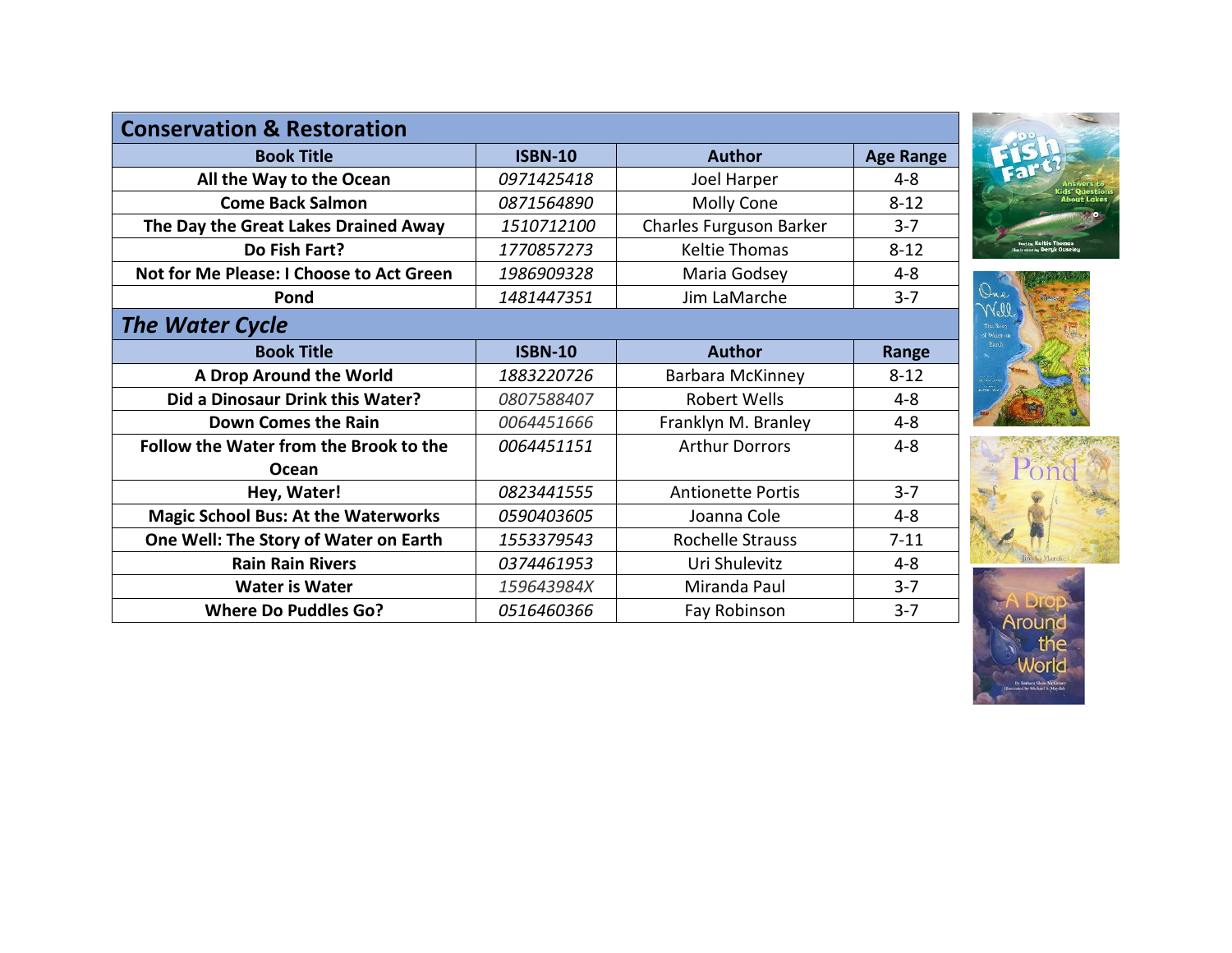## Conservation & Restoration

| Book Title | ISBN-10 | Author | Age Range |
|---|---|---|---|
| **All the Way to the Ocean** | *0971425418* | Joel Harper | 4-8 |
| **Come Back Salmon** | *0871564890* | Molly Cone | 8-12 |
| **The Day the Great Lakes Drained Away** | *1510712100* | Charles Furguson Barker | 3-7 |
| **Do Fish Fart?** | *1770857273* | Keltie Thomas | 8-12 |
| **Not for Me Please: I Choose to Act Green** | *1986909328* | Maria Godsey | 4-8 |
| **Pond** | *1481447351* | Jim LaMarche | 3-7 |

## *The Water Cycle*

| Book Title | ISBN-10 | Author | Range |
|---|---|---|---|
| **A Drop Around the World** | *1883220726* | Barbara McKinney | 8-12 |
| **Did a Dinosaur Drink this Water?** | *0807588407* | Robert Wells | 4-8 |
| **Down Comes the Rain** | *0064451666* | Franklyn M. Branley | 4-8 |
| **Follow the Water from the Brook to the Ocean** | *0064451151* | Arthur Dorrors | 4-8 |
| **Hey, Water!** | *0823441555* | Antionette Portis | 3-7 |
| **Magic School Bus: At the Waterworks** | *0590403605* | Joanna Cole | 4-8 |
| **One Well: The Story of Water on Earth** | *1553379543* | Rochelle Strauss | 7-11 |
| **Rain Rain Rivers** | *0374461953* | Uri Shulevitz | 4-8 |
| **Water is Water** | *159643984X* | Miranda Paul | 3-7 |
| **Where Do Puddles Go?** | *0516460366* | Fay Robinson | 3-7 |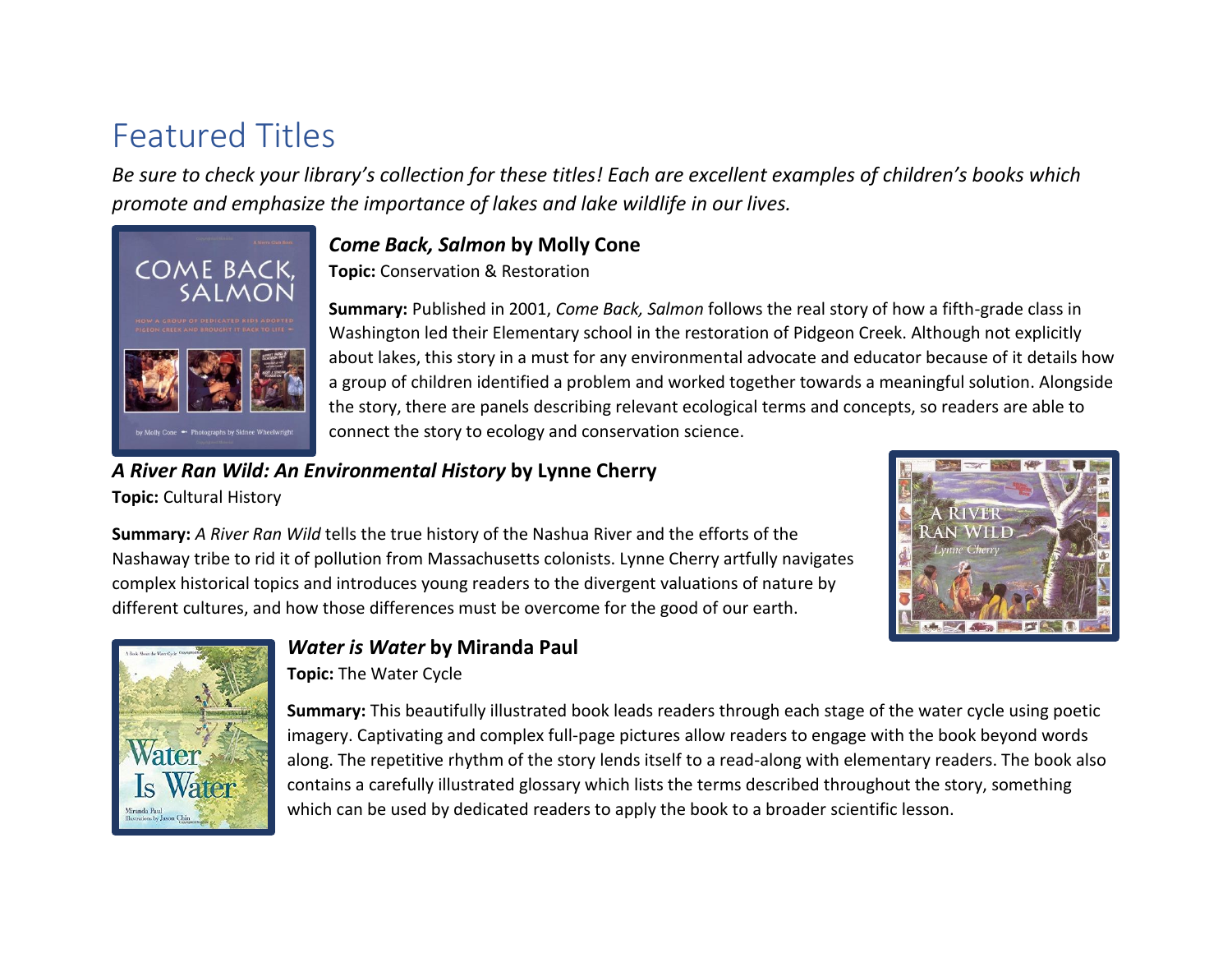# Featured Titles

*Be sure to check your library's collection for these titles! Each are excellent examples of children's books which promote and emphasize the importance of lakes and lake wildlife in our lives.*

***Come Back, Salmon*** **by Molly Cone**

**Topic:** Conservation & Restoration

**Summary:** Published in 2001, *Come Back, Salmon* follows the real story of how a fifth-grade class in Washington led their Elementary school in the restoration of Pidgeon Creek. Although not explicitly about lakes, this story in a must for any environmental advocate and educator because of it details how a group of children identified a problem and worked together towards a meaningful solution. Alongside the story, there are panels describing relevant ecological terms and concepts, so readers are able to connect the story to ecology and conservation science.

***A River Ran Wild: An Environmental History*** **by Lynne Cherry**

**Topic:** Cultural History

**Summary:** *A River Ran Wild* tells the true history of the Nashua River and the efforts of the Nashaway tribe to rid it of pollution from Massachusetts colonists. Lynne Cherry artfully navigates complex historical topics and introduces young readers to the divergent valuations of nature by different cultures, and how those differences must be overcome for the good of our earth.

***Water is Water*** **by Miranda Paul**

**Topic:** The Water Cycle

**Summary:** This beautifully illustrated book leads readers through each stage of the water cycle using poetic imagery. Captivating and complex full-page pictures allow readers to engage with the book beyond words along. The repetitive rhythm of the story lends itself to a read-along with elementary readers. The book also contains a carefully illustrated glossary which lists the terms described throughout the story, something which can be used by dedicated readers to apply the book to a broader scientific lesson.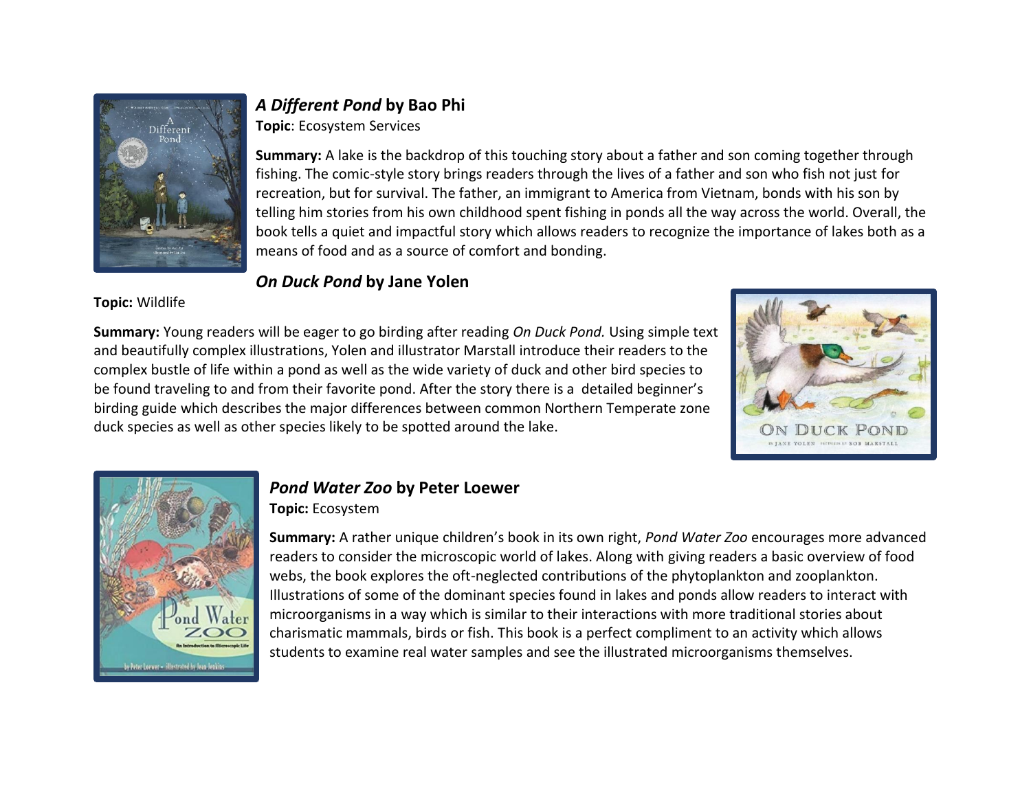### *A Different Pond* by Bao Phi

**Topic**: Ecosystem Services

**Summary:** A lake is the backdrop of this touching story about a father and son coming together through fishing. The comic-style story brings readers through the lives of a father and son who fish not just for recreation, but for survival. The father, an immigrant to America from Vietnam, bonds with his son by telling him stories from his own childhood spent fishing in ponds all the way across the world. Overall, the book tells a quiet and impactful story which allows readers to recognize the importance of lakes both as a means of food and as a source of comfort and bonding.

### *On Duck Pond* by Jane Yolen

**Topic:** Wildlife

**Summary:** Young readers will be eager to go birding after reading *On Duck Pond.* Using simple text and beautifully complex illustrations, Yolen and illustrator Marstall introduce their readers to the complex bustle of life within a pond as well as the wide variety of duck and other bird species to be found traveling to and from their favorite pond. After the story there is a detailed beginner's birding guide which describes the major differences between common Northern Temperate zone duck species as well as other species likely to be spotted around the lake.

### *Pond Water Zoo* by Peter Loewer

**Topic:** Ecosystem

**Summary:** A rather unique children's book in its own right, *Pond Water Zoo* encourages more advanced readers to consider the microscopic world of lakes. Along with giving readers a basic overview of food webs, the book explores the oft-neglected contributions of the phytoplankton and zooplankton. Illustrations of some of the dominant species found in lakes and ponds allow readers to interact with microorganisms in a way which is similar to their interactions with more traditional stories about charismatic mammals, birds or fish. This book is a perfect compliment to an activity which allows students to examine real water samples and see the illustrated microorganisms themselves.